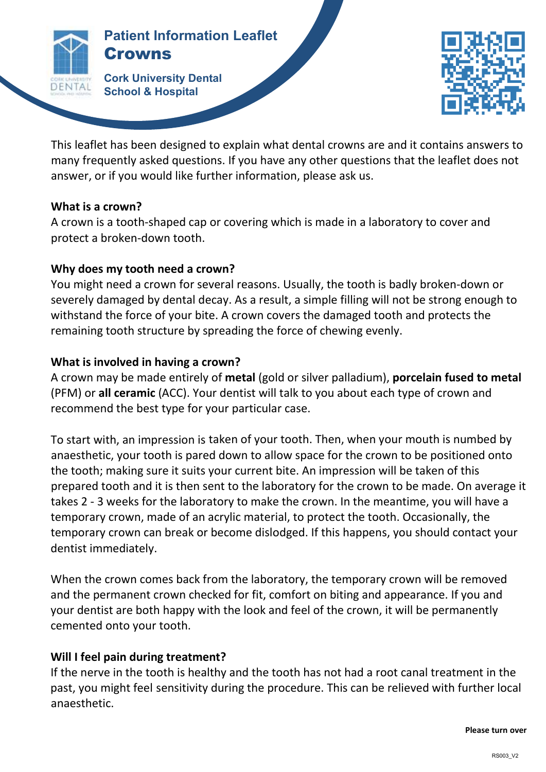# Patient Information Leaflet
# Crowns

**Cork University Dental School & Hospital**

This leaflet has been designed to explain what dental crowns are and it contains answers to many frequently asked questions. If you have any other questions that the leaflet does not answer, or if you would like further information, please ask us.

**What is a crown?**

A crown is a tooth-shaped cap or covering which is made in a laboratory to cover and protect a broken-down tooth.

**Why does my tooth need a crown?**

You might need a crown for several reasons. Usually, the tooth is badly broken-down or severely damaged by dental decay. As a result, a simple filling will not be strong enough to withstand the force of your bite. A crown covers the damaged tooth and protects the remaining tooth structure by spreading the force of chewing evenly.

**What is involved in having a crown?**

A crown may be made entirely of **metal** (gold or silver palladium), **porcelain fused to metal** (PFM) or **all ceramic** (ACC). Your dentist will talk to you about each type of crown and recommend the best type for your particular case.

To start with, an impression is taken of your tooth. Then, when your mouth is numbed by anaesthetic, your tooth is pared down to allow space for the crown to be positioned onto the tooth; making sure it suits your current bite. An impression will be taken of this prepared tooth and it is then sent to the laboratory for the crown to be made. On average it takes 2 - 3 weeks for the laboratory to make the crown. In the meantime, you will have a temporary crown, made of an acrylic material, to protect the tooth. Occasionally, the temporary crown can break or become dislodged. If this happens, you should contact your dentist immediately.

When the crown comes back from the laboratory, the temporary crown will be removed and the permanent crown checked for fit, comfort on biting and appearance. If you and your dentist are both happy with the look and feel of the crown, it will be permanently cemented onto your tooth.

**Will I feel pain during treatment?**

If the nerve in the tooth is healthy and the tooth has not had a root canal treatment in the past, you might feel sensitivity during the procedure. This can be relieved with further local anaesthetic.

**Please turn over**

RS003_V2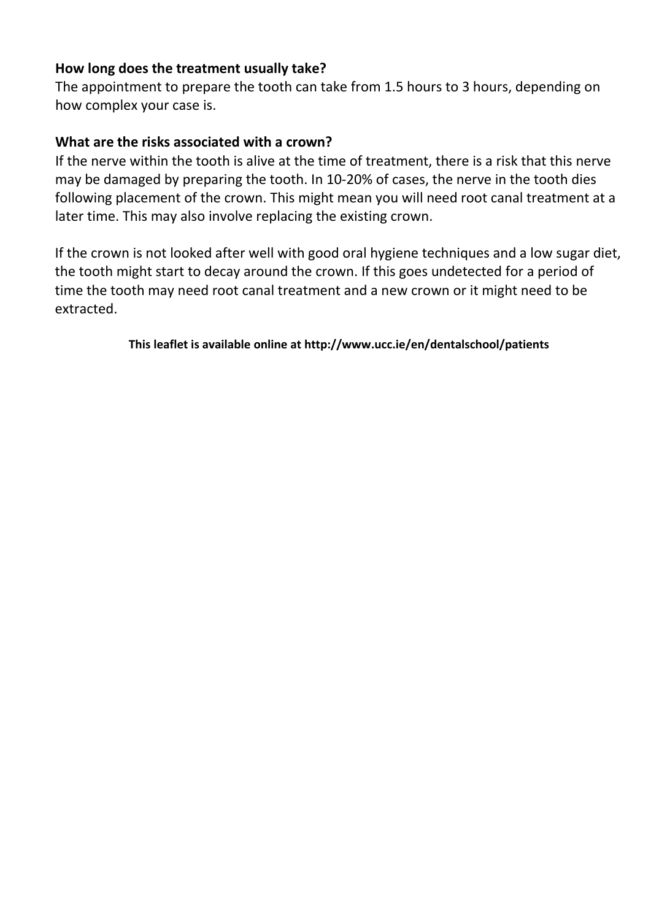**How long does the treatment usually take?**

The appointment to prepare the tooth can take from 1.5 hours to 3 hours, depending on how complex your case is.

**What are the risks associated with a crown?**

If the nerve within the tooth is alive at the time of treatment, there is a risk that this nerve may be damaged by preparing the tooth. In 10-20% of cases, the nerve in the tooth dies following placement of the crown. This might mean you will need root canal treatment at a later time. This may also involve replacing the existing crown.

If the crown is not looked after well with good oral hygiene techniques and a low sugar diet, the tooth might start to decay around the crown. If this goes undetected for a period of time the tooth may need root canal treatment and a new crown or it might need to be extracted.

**This leaflet is available online at http://www.ucc.ie/en/dentalschool/patients**